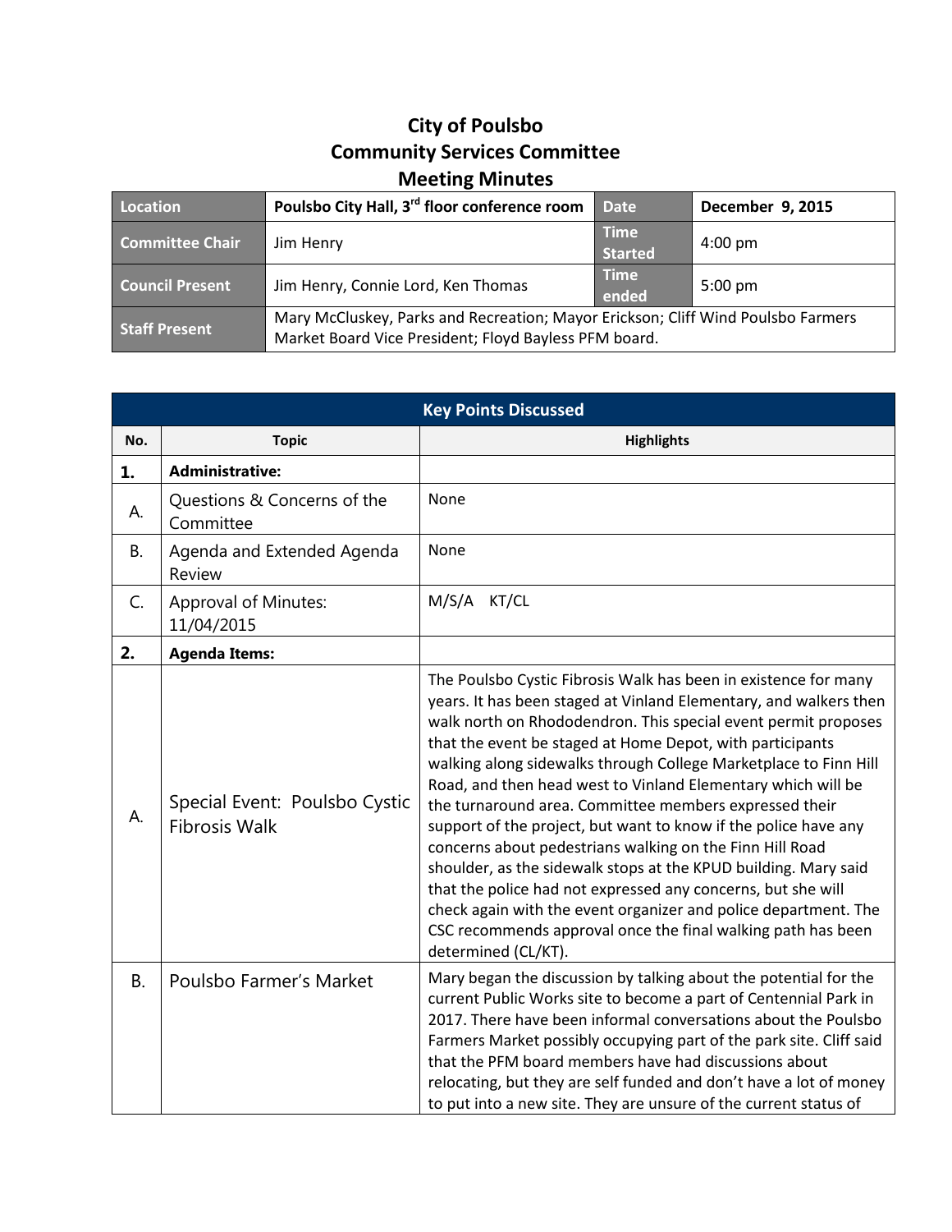# City of Poulsbo
## Community Services Committee
## Meeting Minutes

| Location | Poulsbo City Hall, 3rd floor conference room | Date | December 9, 2015 |
|---|---|---|---|
| Committee Chair | Jim Henry | Time Started | 4:00 pm |
| Council Present | Jim Henry, Connie Lord, Ken Thomas | Time ended | 5:00 pm |
| Staff Present | Mary McCluskey, Parks and Recreation; Mayor Erickson; Cliff Wind Poulsbo Farmers Market Board Vice President; Floyd Bayless PFM board. | | |

| Key Points Discussed | | |
|---|---|---|
| **No.** | **Topic** | **Highlights** |
| **1.** | **Administrative:** | |
| A. | Questions & Concerns of the Committee | None |
| B. | Agenda and Extended Agenda Review | None |
| C. | Approval of Minutes: 11/04/2015 | M/S/A KT/CL |
| **2.** | **Agenda Items:** | |
| A. | Special Event: Poulsbo Cystic Fibrosis Walk | The Poulsbo Cystic Fibrosis Walk has been in existence for many years. It has been staged at Vinland Elementary, and walkers then walk north on Rhododendron. This special event permit proposes that the event be staged at Home Depot, with participants walking along sidewalks through College Marketplace to Finn Hill Road, and then head west to Vinland Elementary which will be the turnaround area. Committee members expressed their support of the project, but want to know if the police have any concerns about pedestrians walking on the Finn Hill Road shoulder, as the sidewalk stops at the KPUD building. Mary said that the police had not expressed any concerns, but she will check again with the event organizer and police department. The CSC recommends approval once the final walking path has been determined (CL/KT). |
| B. | Poulsbo Farmer's Market | Mary began the discussion by talking about the potential for the current Public Works site to become a part of Centennial Park in 2017. There have been informal conversations about the Poulsbo Farmers Market possibly occupying part of the park site. Cliff said that the PFM board members have had discussions about relocating, but they are self funded and don't have a lot of money to put into a new site. They are unsure of the current status of |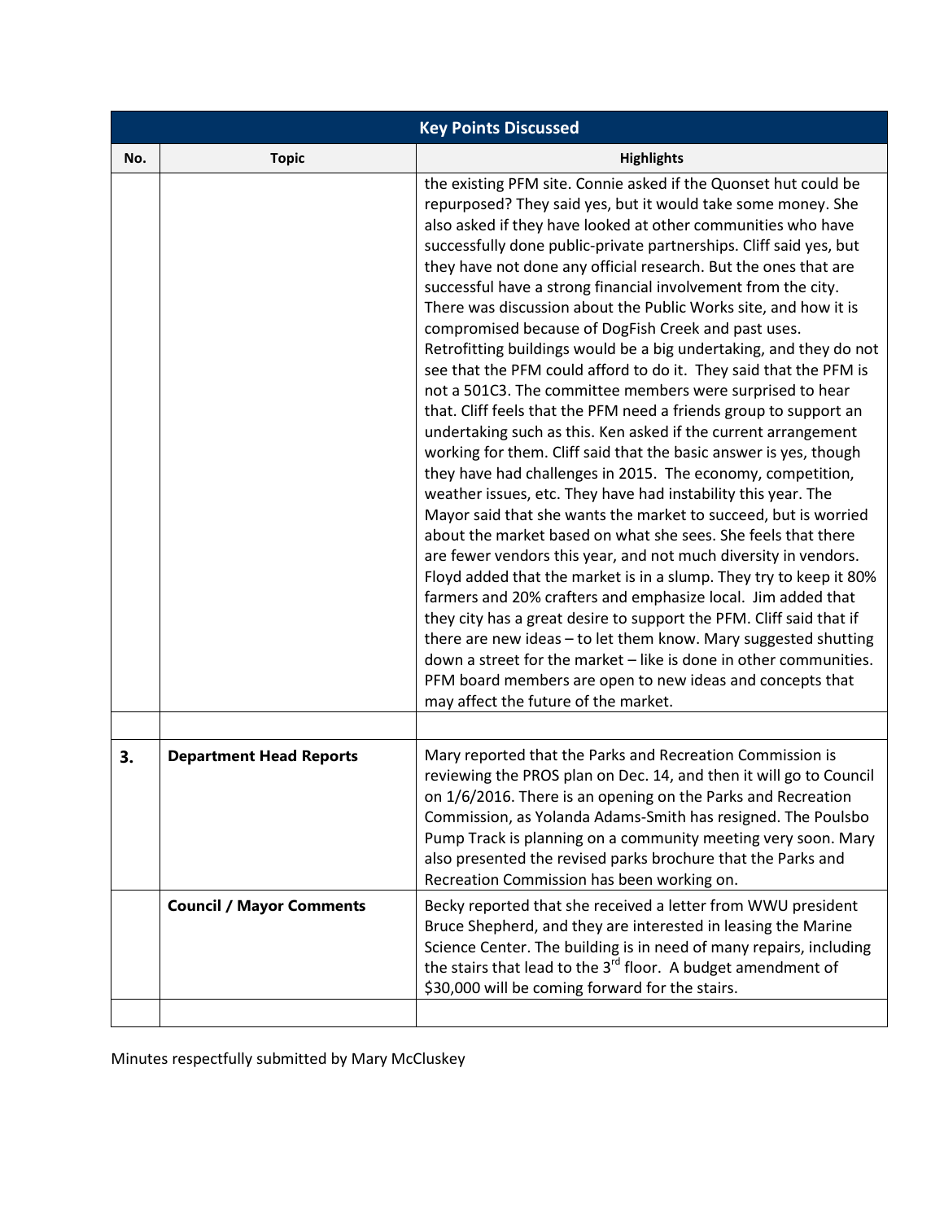| Key Points Discussed | | |
|---|---|---|
| **No.** | **Topic** | **Highlights** |
| | | the existing PFM site. Connie asked if the Quonset hut could be repurposed? They said yes, but it would take some money. She also asked if they have looked at other communities who have successfully done public-private partnerships. Cliff said yes, but they have not done any official research. But the ones that are successful have a strong financial involvement from the city. There was discussion about the Public Works site, and how it is compromised because of DogFish Creek and past uses. Retrofitting buildings would be a big undertaking, and they do not see that the PFM could afford to do it. They said that the PFM is not a 501C3. The committee members were surprised to hear that. Cliff feels that the PFM need a friends group to support an undertaking such as this. Ken asked if the current arrangement working for them. Cliff said that the basic answer is yes, though they have had challenges in 2015. The economy, competition, weather issues, etc. They have had instability this year. The Mayor said that she wants the market to succeed, but is worried about the market based on what she sees. She feels that there are fewer vendors this year, and not much diversity in vendors. Floyd added that the market is in a slump. They try to keep it 80% farmers and 20% crafters and emphasize local. Jim added that they city has a great desire to support the PFM. Cliff said that if there are new ideas – to let them know. Mary suggested shutting down a street for the market – like is done in other communities. PFM board members are open to new ideas and concepts that may affect the future of the market. |
| | | |
| **3.** | **Department Head Reports** | Mary reported that the Parks and Recreation Commission is reviewing the PROS plan on Dec. 14, and then it will go to Council on 1/6/2016. There is an opening on the Parks and Recreation Commission, as Yolanda Adams-Smith has resigned. The Poulsbo Pump Track is planning on a community meeting very soon. Mary also presented the revised parks brochure that the Parks and Recreation Commission has been working on. |
| | **Council / Mayor Comments** | Becky reported that she received a letter from WWU president Bruce Shepherd, and they are interested in leasing the Marine Science Center. The building is in need of many repairs, including the stairs that lead to the 3rd floor. A budget amendment of $30,000 will be coming forward for the stairs. |
| | | |

Minutes respectfully submitted by Mary McCluskey